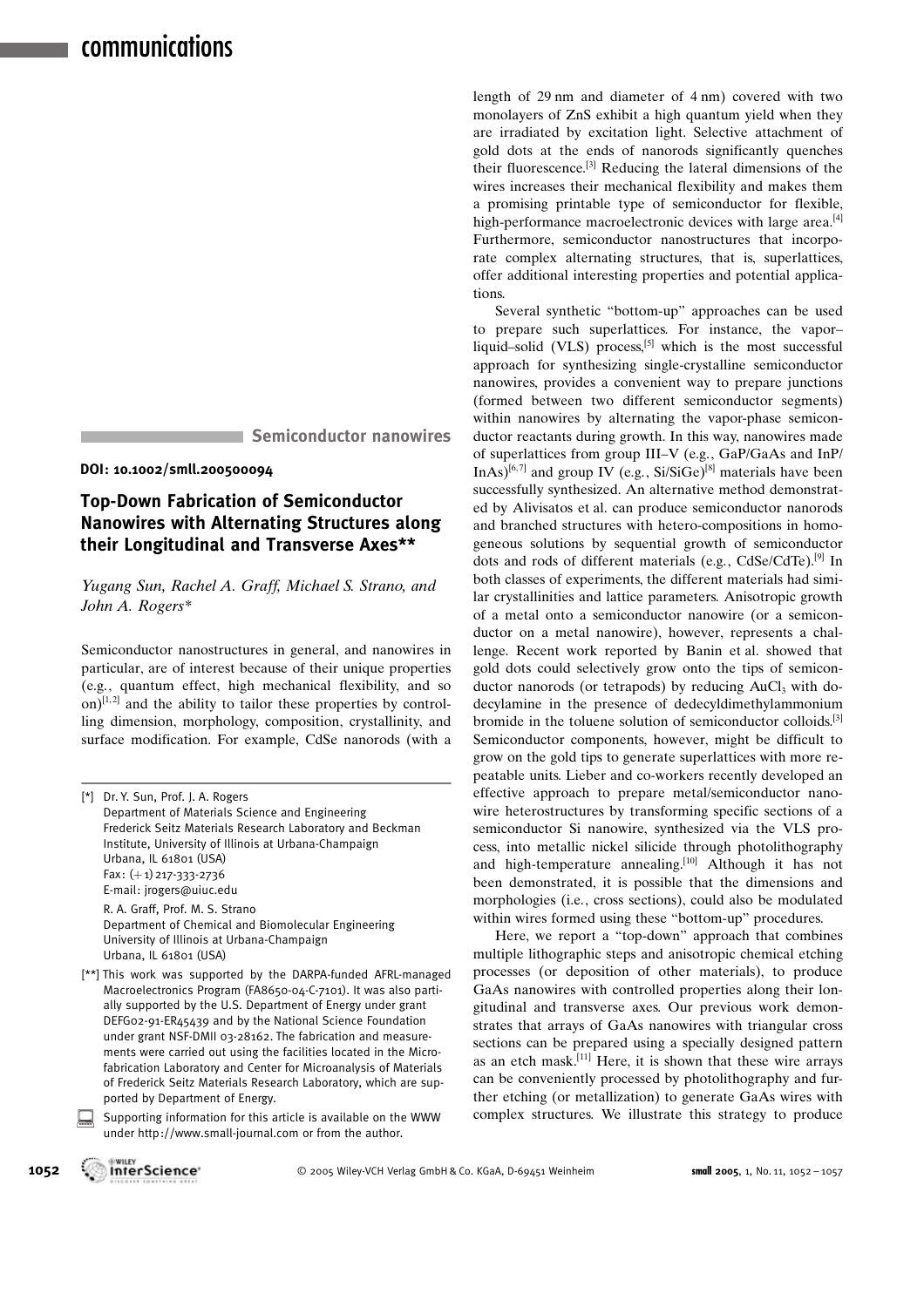**Semiconductor nanowires**

**DOI: 10.1002/smll.200500094**

## Top-Down Fabrication of Semiconductor Nanowires with Alternating Structures along their Longitudinal and Transverse Axes**

*Yugang Sun, Rachel A. Graff, Michael S. Strano, and John A. Rogers**

Semiconductor nanostructures in general, and nanowires in particular, are of interest because of their unique properties (e.g., quantum effect, high mechanical flexibility, and so on)[1,2] and the ability to tailor these properties by controlling dimension, morphology, composition, crystallinity, and surface modification. For example, CdSe nanorods (with a length of 29 nm and diameter of 4 nm) covered with two monolayers of ZnS exhibit a high quantum yield when they are irradiated by excitation light. Selective attachment of gold dots at the ends of nanorods significantly quenches their fluorescence.[3] Reducing the lateral dimensions of the wires increases their mechanical flexibility and makes them a promising printable type of semiconductor for flexible, high-performance macroelectronic devices with large area.[4] Furthermore, semiconductor nanostructures that incorporate complex alternating structures, that is, superlattices, offer additional interesting properties and potential applications.

Several synthetic "bottom-up" approaches can be used to prepare such superlattices. For instance, the vapor–liquid–solid (VLS) process,[5] which is the most successful approach for synthesizing single-crystalline semiconductor nanowires, provides a convenient way to prepare junctions (formed between two different semiconductor segments) within nanowires by alternating the vapor-phase semiconductor reactants during growth. In this way, nanowires made of superlattices from group III–V (e.g., GaP/GaAs and InP/InAs)[6,7] and group IV (e.g., Si/SiGe)[8] materials have been successfully synthesized. An alternative method demonstrated by Alivisatos et al. can produce semiconductor nanorods and branched structures with hetero-compositions in homogeneous solutions by sequential growth of semiconductor dots and rods of different materials (e.g., CdSe/CdTe).[9] In both classes of experiments, the different materials had similar crystallinities and lattice parameters. Anisotropic growth of a metal onto a semiconductor nanowire (or a semiconductor on a metal nanowire), however, represents a challenge. Recent work reported by Banin et al. showed that gold dots could selectively grow onto the tips of semiconductor nanorods (or tetrapods) by reducing $AuCl_3$ with dodecylamine in the presence of dedecyldimethylammonium bromide in the toluene solution of semiconductor colloids.[3] Semiconductor components, however, might be difficult to grow on the gold tips to generate superlattices with more repeatable units. Lieber and co-workers recently developed an effective approach to prepare metal/semiconductor nanowire heterostructures by transforming specific sections of a semiconductor Si nanowire, synthesized via the VLS process, into metallic nickel silicide through photolithography and high-temperature annealing.[10] Although it has not been demonstrated, it is possible that the dimensions and morphologies (i.e., cross sections), could also be modulated within wires formed using these "bottom-up" procedures.

Here, we report a "top-down" approach that combines multiple lithographic steps and anisotropic chemical etching processes (or deposition of other materials), to produce GaAs nanowires with controlled properties along their longitudinal and transverse axes. Our previous work demonstrates that arrays of GaAs nanowires with triangular cross sections can be prepared using a specially designed pattern as an etch mask.[11] Here, it is shown that these wire arrays can be conveniently processed by photolithography and further etching (or metallization) to generate GaAs wires with complex structures. We illustrate this strategy to produce

---

[*] Dr. Y. Sun, Prof. J. A. Rogers
Department of Materials Science and Engineering
Frederick Seitz Materials Research Laboratory and Beckman Institute, University of Illinois at Urbana-Champaign
Urbana, IL 61801 (USA)
Fax: (+1) 217-333-2736
E-mail: jrogers@uiuc.edu

R. A. Graff, Prof. M. S. Strano
Department of Chemical and Biomolecular Engineering
University of Illinois at Urbana-Champaign
Urbana, IL 61801 (USA)

[**] This work was supported by the DARPA-funded AFRL-managed Macroelectronics Program (FA8650-04-C-7101). It was also partially supported by the U.S. Department of Energy under grant DEFG02-91-ER45439 and by the National Science Foundation under grant NSF-DMII 03-28162. The fabrication and measurements were carried out using the facilities located in the Microfabrication Laboratory and Center for Microanalysis of Materials of Frederick Seitz Materials Research Laboratory, which are supported by Department of Energy.

Supporting information for this article is available on the WWW under http://www.small-journal.com or from the author.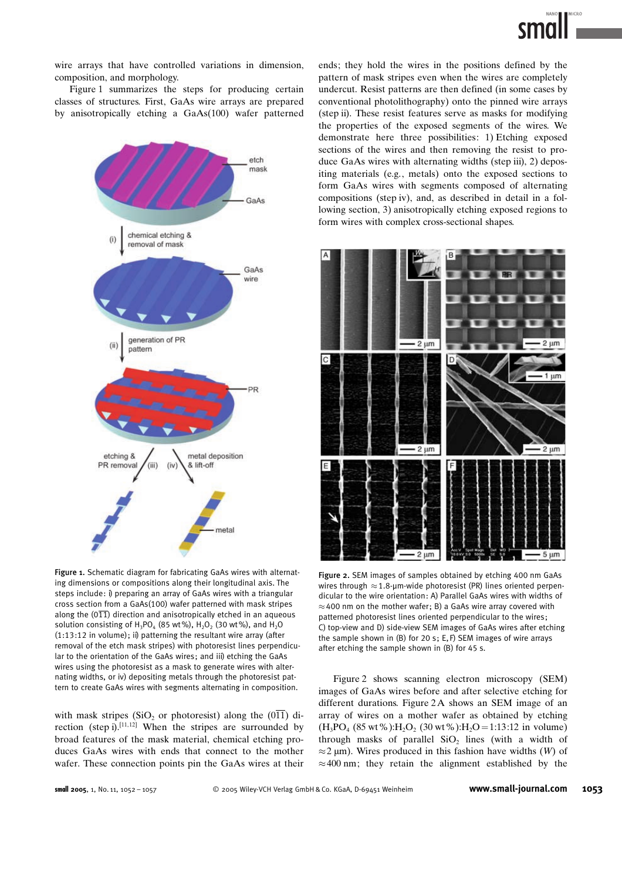wire arrays that have controlled variations in dimension, composition, and morphology.

Figure 1 summarizes the steps for producing certain classes of structures. First, GaAs wire arrays are prepared by anisotropically etching a GaAs(100) wafer patterned with mask stripes ($SiO_2$ or photoresist) along the $(0\bar{1}\bar{1})$ direction (step i).[11,12] When the stripes are surrounded by broad features of the mask material, chemical etching produces GaAs wires with ends that connect to the mother wafer. These connection points pin the GaAs wires at their ends; they hold the wires in the positions defined by the pattern of mask stripes even when the wires are completely undercut. Resist patterns are then defined (in some cases by conventional photolithography) onto the pinned wire arrays (step ii). These resist features serve as masks for modifying the properties of the exposed segments of the wires. We demonstrate here three possibilities: 1) Etching exposed sections of the wires and then removing the resist to produce GaAs wires with alternating widths (step iii), 2) depositing materials (e.g., metals) onto the exposed sections to form GaAs wires with segments composed of alternating compositions (step iv), and, as described in detail in a following section, 3) anisotropically etching exposed regions to form wires with complex cross-sectional shapes.

**Figure 1.** Schematic diagram for fabricating GaAs wires with alternating dimensions or compositions along their longitudinal axis. The steps include: i) preparing an array of GaAs wires with a triangular cross section from a GaAs(100) wafer patterned with mask stripes along the $(0\bar{1}\bar{1})$ direction and anisotropically etched in an aqueous solution consisting of $H_3PO_4$ (85 wt%), $H_2O_2$ (30 wt%), and $H_2O$ (1:13:12 in volume); ii) patterning the resultant wire array (after removal of the etch mask stripes) with photoresist lines perpendicular to the orientation of the GaAs wires; and iii) etching the GaAs wires using the photoresist as a mask to generate wires with alternating widths, or iv) depositing metals through the photoresist pattern to create GaAs wires with segments alternating in composition.

**Figure 2.** SEM images of samples obtained by etching 400 nm GaAs wires through ≈1.8-μm-wide photoresist (PR) lines oriented perpendicular to the wire orientation: A) Parallel GaAs wires with widths of ≈400 nm on the mother wafer; B) a GaAs wire array covered with patterned photoresist lines oriented perpendicular to the wires; C) top-view and D) side-view SEM images of GaAs wires after etching the sample shown in (B) for 20 s; E, F) SEM images of wire arrays after etching the sample shown in (B) for 45 s.

Figure 2 shows scanning electron microscopy (SEM) images of GaAs wires before and after selective etching for different durations. Figure 2 A shows an SEM image of an array of wires on a mother wafer as obtained by etching ($H_3PO_4$ (85 wt%):$H_2O_2$ (30 wt%):$H_2O$ = 1:13:12 in volume) through masks of parallel $SiO_2$ lines (with a width of ≈2 μm). Wires produced in this fashion have widths ($W$) of ≈400 nm; they retain the alignment established by the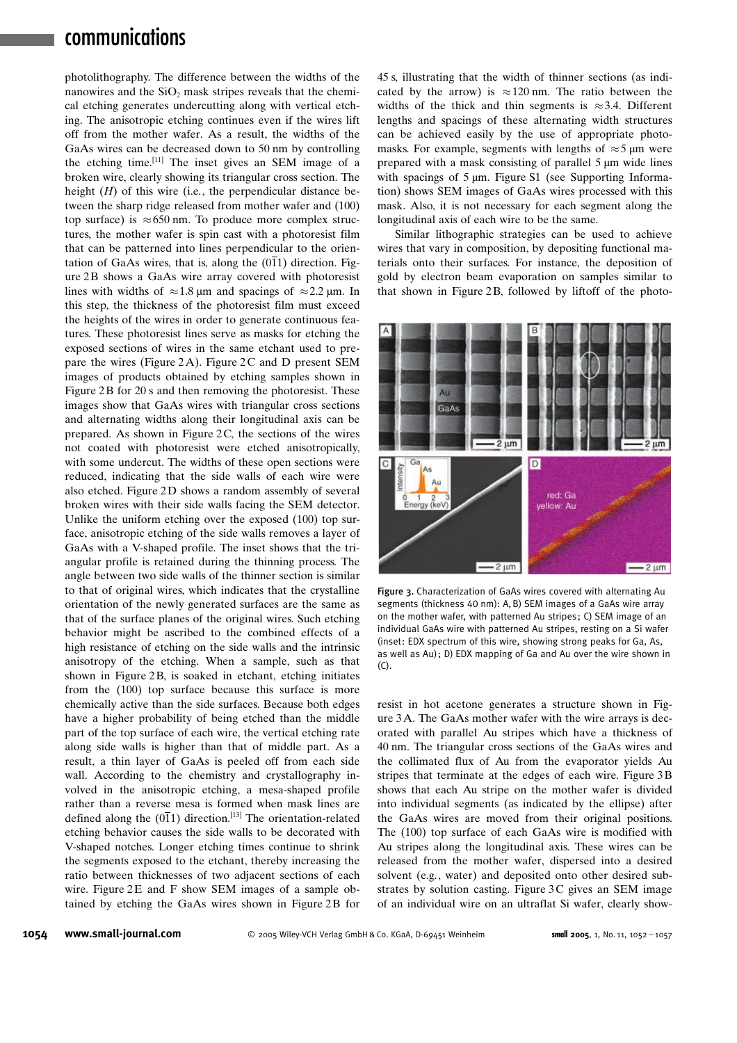photolithography. The difference between the widths of the nanowires and the $SiO_2$ mask stripes reveals that the chemical etching generates undercutting along with vertical etching. The anisotropic etching continues even if the wires lift off from the mother wafer. As a result, the widths of the GaAs wires can be decreased down to 50 nm by controlling the etching time.[11] The inset gives an SEM image of a broken wire, clearly showing its triangular cross section. The height ($H$) of this wire (i.e., the perpendicular distance between the sharp ridge released from mother wafer and (100) top surface) is ≈650 nm. To produce more complex structures, the mother wafer is spin cast with a photoresist film that can be patterned into lines perpendicular to the orientation of GaAs wires, that is, along the $(0\bar{1}1)$ direction. Figure 2B shows a GaAs wire array covered with photoresist lines with widths of ≈1.8 μm and spacings of ≈2.2 μm. In this step, the thickness of the photoresist film must exceed the heights of the wires in order to generate continuous features. These photoresist lines serve as masks for etching the exposed sections of wires in the same etchant used to prepare the wires (Figure 2A). Figure 2C and D present SEM images of products obtained by etching samples shown in Figure 2B for 20 s and then removing the photoresist. These images show that GaAs wires with triangular cross sections and alternating widths along their longitudinal axis can be prepared. As shown in Figure 2C, the sections of the wires not coated with photoresist were etched anisotropically, with some undercut. The widths of these open sections were reduced, indicating that the side walls of each wire were also etched. Figure 2D shows a random assembly of several broken wires with their side walls facing the SEM detector. Unlike the uniform etching over the exposed (100) top surface, anisotropic etching of the side walls removes a layer of GaAs with a V-shaped profile. The inset shows that the triangular profile is retained during the thinning process. The angle between two side walls of the thinner section is similar to that of original wires, which indicates that the crystalline orientation of the newly generated surfaces are the same as that of the surface planes of the original wires. Such etching behavior might be ascribed to the combined effects of a high resistance of etching on the side walls and the intrinsic anisotropy of the etching. When a sample, such as that shown in Figure 2B, is soaked in etchant, etching initiates from the (100) top surface because this surface is more chemically active than the side surfaces. Because both edges have a higher probability of being etched than the middle part of the top surface of each wire, the vertical etching rate along side walls is higher than that of middle part. As a result, a thin layer of GaAs is peeled off from each side wall. According to the chemistry and crystallography involved in the anisotropic etching, a mesa-shaped profile rather than a reverse mesa is formed when mask lines are defined along the $(0\bar{1}1)$ direction.[13] The orientation-related etching behavior causes the side walls to be decorated with V-shaped notches. Longer etching times continue to shrink the segments exposed to the etchant, thereby increasing the ratio between thicknesses of two adjacent sections of each wire. Figure 2E and F show SEM images of a sample obtained by etching the GaAs wires shown in Figure 2B for 45 s, illustrating that the width of thinner sections (as indicated by the arrow) is ≈120 nm. The ratio between the widths of the thick and thin segments is ≈3.4. Different lengths and spacings of these alternating width structures can be achieved easily by the use of appropriate photomasks. For example, segments with lengths of ≈5 μm were prepared with a mask consisting of parallel 5 μm wide lines with spacings of 5 μm. Figure S1 (see Supporting Information) shows SEM images of GaAs wires processed with this mask. Also, it is not necessary for each segment along the longitudinal axis of each wire to be the same.

Similar lithographic strategies can be used to achieve wires that vary in composition, by depositing functional materials onto their surfaces. For instance, the deposition of gold by electron beam evaporation on samples similar to that shown in Figure 2B, followed by liftoff of the photoresist in hot acetone generates a structure shown in Figure 3A. The GaAs mother wafer with the wire arrays is decorated with parallel Au stripes which have a thickness of 40 nm. The triangular cross sections of the GaAs wires and the collimated flux of Au from the evaporator yields Au stripes that terminate at the edges of each wire. Figure 3B shows that each Au stripe on the mother wafer is divided into individual segments (as indicated by the ellipse) after the GaAs wires are moved from their original positions. The (100) top surface of each GaAs wire is modified with Au stripes along the longitudinal axis. These wires can be released from the mother wafer, dispersed into a desired solvent (e.g., water) and deposited onto other desired substrates by solution casting. Figure 3C gives an SEM image of an individual wire on an ultraflat Si wafer, clearly show-

Figure 3. Characterization of GaAs wires covered with alternating Au segments (thickness 40 nm): A, B) SEM images of a GaAs wire array on the mother wafer, with patterned Au stripes; C) SEM image of an individual GaAs wire with patterned Au stripes, resting on a Si wafer (inset: EDX spectrum of this wire, showing strong peaks for Ga, As, as well as Au); D) EDX mapping of Ga and Au over the wire shown in (C).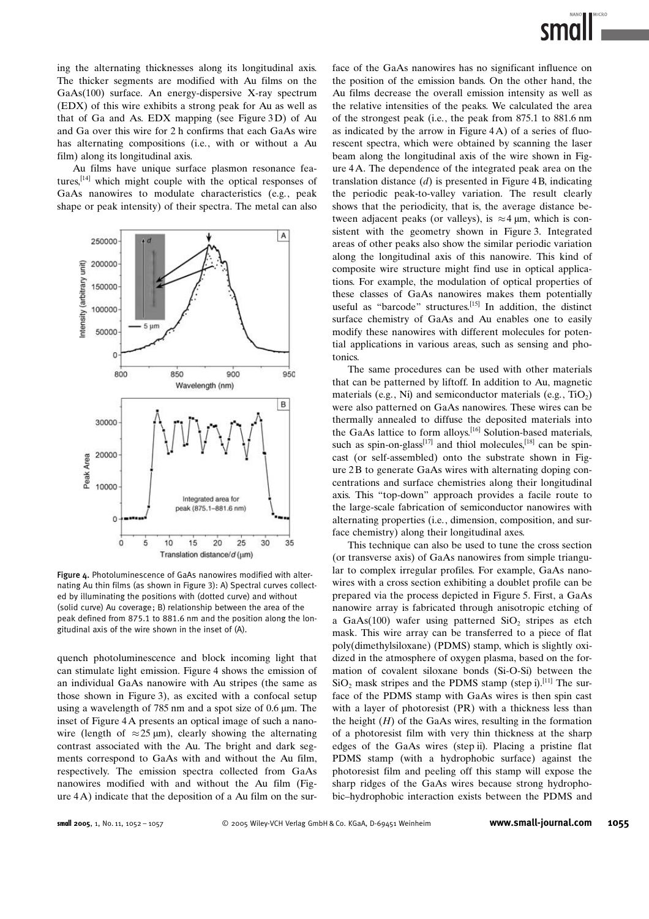ing the alternating thicknesses along its longitudinal axis. The thicker segments are modified with Au films on the GaAs(100) surface. An energy-dispersive X-ray spectrum (EDX) of this wire exhibits a strong peak for Au as well as that of Ga and As. EDX mapping (see Figure 3D) of Au and Ga over this wire for 2 h confirms that each GaAs wire has alternating compositions (i.e., with or without a Au film) along its longitudinal axis.

Au films have unique surface plasmon resonance features,[14] which might couple with the optical responses of GaAs nanowires to modulate characteristics (e.g., peak shape or peak intensity) of their spectra. The metal can also quench photoluminescence and block incoming light that can stimulate light emission. Figure 4 shows the emission of an individual GaAs nanowire with Au stripes (the same as those shown in Figure 3), as excited with a confocal setup using a wavelength of 785 nm and a spot size of 0.6 μm. The inset of Figure 4A presents an optical image of such a nanowire (length of ≈25 μm), clearly showing the alternating contrast associated with the Au. The bright and dark segments correspond to GaAs with and without the Au film, respectively. The emission spectra collected from GaAs nanowires modified with and without the Au film (Figure 4A) indicate that the deposition of a Au film on the surface of the GaAs nanowires has no significant influence on the position of the emission bands. On the other hand, the Au films decrease the overall emission intensity as well as the relative intensities of the peaks. We calculated the area of the strongest peak (i.e., the peak from 875.1 to 881.6 nm as indicated by the arrow in Figure 4A) of a series of fluorescent spectra, which were obtained by scanning the laser beam along the longitudinal axis of the wire shown in Figure 4A. The dependence of the integrated peak area on the translation distance ($d$) is presented in Figure 4B, indicating the periodic peak-to-valley variation. The result clearly shows that the periodicity, that is, the average distance between adjacent peaks (or valleys), is ≈4 μm, which is consistent with the geometry shown in Figure 3. Integrated areas of other peaks also show the similar periodic variation along the longitudinal axis of this nanowire. This kind of composite wire structure might find use in optical applications. For example, the modulation of optical properties of these classes of GaAs nanowires makes them potentially useful as "barcode" structures.[15] In addition, the distinct surface chemistry of GaAs and Au enables one to easily modify these nanowires with different molecules for potential applications in various areas, such as sensing and photonics.

Figure 4. Photoluminescence of GaAs nanowires modified with alternating Au thin films (as shown in Figure 3): A) Spectral curves collected by illuminating the positions with (dotted curve) and without (solid curve) Au coverage; B) relationship between the area of the peak defined from 875.1 to 881.6 nm and the position along the longitudinal axis of the wire shown in the inset of (A).

The same procedures can be used with other materials that can be patterned by liftoff. In addition to Au, magnetic materials (e.g., Ni) and semiconductor materials (e.g., $TiO_2$) were also patterned on GaAs nanowires. These wires can be thermally annealed to diffuse the deposited materials into the GaAs lattice to form alloys.[16] Solution-based materials, such as spin-on-glass[17] and thiol molecules,[18] can be spin-cast (or self-assembled) onto the substrate shown in Figure 2B to generate GaAs wires with alternating doping concentrations and surface chemistries along their longitudinal axis. This "top-down" approach provides a facile route to the large-scale fabrication of semiconductor nanowires with alternating properties (i.e., dimension, composition, and surface chemistry) along their longitudinal axes.

This technique can also be used to tune the cross section (or transverse axis) of GaAs nanowires from simple triangular to complex irregular profiles. For example, GaAs nanowires with a cross section exhibiting a doublet profile can be prepared via the process depicted in Figure 5. First, a GaAs nanowire array is fabricated through anisotropic etching of a GaAs(100) wafer using patterned $SiO_2$ stripes as etch mask. This wire array can be transferred to a piece of flat poly(dimethylsiloxane) (PDMS) stamp, which is slightly oxidized in the atmosphere of oxygen plasma, based on the formation of covalent siloxane bonds (Si-O-Si) between the $SiO_2$ mask stripes and the PDMS stamp (step i).[11] The surface of the PDMS stamp with GaAs wires is then spin cast with a layer of photoresist (PR) with a thickness less than the height ($H$) of the GaAs wires, resulting in the formation of a photoresist film with very thin thickness at the sharp edges of the GaAs wires (step ii). Placing a pristine flat PDMS stamp (with a hydrophobic surface) against the photoresist film and peeling off this stamp will expose the sharp ridges of the GaAs wires because strong hydrophobic–hydrophobic interaction exists between the PDMS and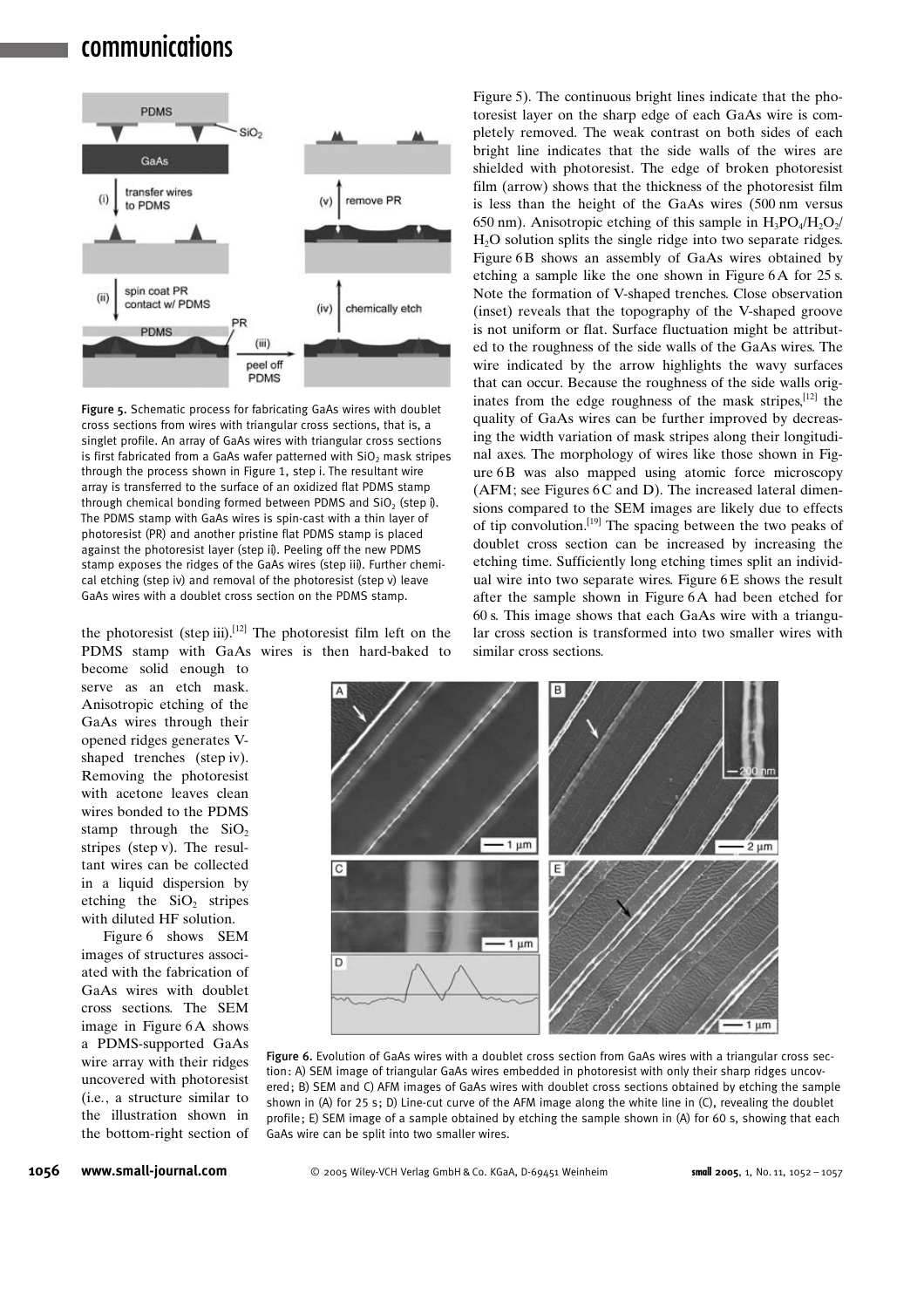Figure 5. Schematic process for fabricating GaAs wires with doublet cross sections from wires with triangular cross sections, that is, a singlet profile. An array of GaAs wires with triangular cross sections is first fabricated from a GaAs wafer patterned with $SiO_2$ mask stripes through the process shown in Figure 1, step i. The resultant wire array is transferred to the surface of an oxidized flat PDMS stamp through chemical bonding formed between PDMS and $SiO_2$ (step i). The PDMS stamp with GaAs wires is spin-cast with a thin layer of photoresist (PR) and another pristine flat PDMS stamp is placed against the photoresist layer (step ii). Peeling off the new PDMS stamp exposes the ridges of the GaAs wires (step iii). Further chemical etching (step iv) and removal of the photoresist (step v) leave GaAs wires with a doublet cross section on the PDMS stamp.

the photoresist (step iii).[12] The photoresist film left on the PDMS stamp with GaAs wires is then hard-baked to become solid enough to serve as an etch mask. Anisotropic etching of the GaAs wires through their opened ridges generates V-shaped trenches (step iv). Removing the photoresist with acetone leaves clean wires bonded to the PDMS stamp through the $SiO_2$ stripes (step v). The resultant wires can be collected in a liquid dispersion by etching the $SiO_2$ stripes with diluted HF solution.

Figure 6 shows SEM images of structures associated with the fabrication of GaAs wires with doublet cross sections. The SEM image in Figure 6A shows a PDMS-supported GaAs wire array with their ridges uncovered with photoresist (i.e., a structure similar to the illustration shown in the bottom-right section of Figure 5). The continuous bright lines indicate that the photoresist layer on the sharp edge of each GaAs wire is completely removed. The weak contrast on both sides of each bright line indicates that the side walls of the wires are shielded with photoresist. The edge of broken photoresist film (arrow) shows that the thickness of the photoresist film is less than the height of the GaAs wires (500 nm versus 650 nm). Anisotropic etching of this sample in $H_3PO_4/H_2O_2/H_2O$ solution splits the single ridge into two separate ridges. Figure 6B shows an assembly of GaAs wires obtained by etching a sample like the one shown in Figure 6A for 25 s. Note the formation of V-shaped trenches. Close observation (inset) reveals that the topography of the V-shaped groove is not uniform or flat. Surface fluctuation might be attributed to the roughness of the side walls of the GaAs wires. The wire indicated by the arrow highlights the wavy surfaces that can occur. Because the roughness of the side walls originates from the edge roughness of the mask stripes,[12] the quality of GaAs wires can be further improved by decreasing the width variation of mask stripes along their longitudinal axes. The morphology of wires like those shown in Figure 6B was also mapped using atomic force microscopy (AFM; see Figures 6C and D). The increased lateral dimensions compared to the SEM images are likely due to effects of tip convolution.[19] The spacing between the two peaks of doublet cross section can be increased by increasing the etching time. Sufficiently long etching times split an individual wire into two separate wires. Figure 6E shows the result after the sample shown in Figure 6A had been etched for 60 s. This image shows that each GaAs wire with a triangular cross section is transformed into two smaller wires with similar cross sections.

Figure 6. Evolution of GaAs wires with a doublet cross section from GaAs wires with a triangular cross section: A) SEM image of triangular GaAs wires embedded in photoresist with only their sharp ridges uncovered; B) SEM and C) AFM images of GaAs wires with doublet cross sections obtained by etching the sample shown in (A) for 25 s; D) Line-cut curve of the AFM image along the white line in (C), revealing the doublet profile; E) SEM image of a sample obtained by etching the sample shown in (A) for 60 s, showing that each GaAs wire can be split into two smaller wires.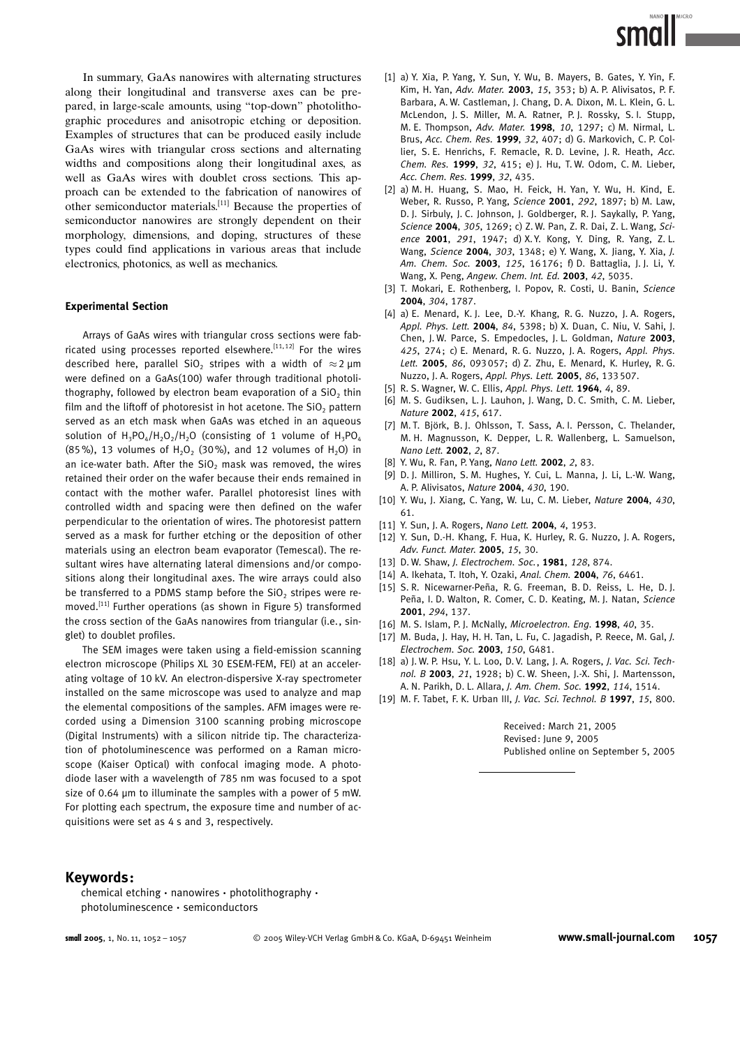In summary, GaAs nanowires with alternating structures along their longitudinal and transverse axes can be prepared, in large-scale amounts, using "top-down" photolithographic procedures and anisotropic etching or deposition. Examples of structures that can be produced easily include GaAs wires with triangular cross sections and alternating widths and compositions along their longitudinal axes, as well as GaAs wires with doublet cross sections. This approach can be extended to the fabrication of nanowires of other semiconductor materials.[11] Because the properties of semiconductor nanowires are strongly dependent on their morphology, dimensions, and doping, structures of these types could find applications in various areas that include electronics, photonics, as well as mechanics.

### Experimental Section

Arrays of GaAs wires with triangular cross sections were fabricated using processes reported elsewhere.[11,12] For the wires described here, parallel $SiO_2$ stripes with a width of $\approx 2$ μm were defined on a GaAs(100) wafer through traditional photolithography, followed by electron beam evaporation of a $SiO_2$ thin film and the liftoff of photoresist in hot acetone. The $SiO_2$ pattern served as an etch mask when GaAs was etched in an aqueous solution of $H_3PO_4/H_2O_2/H_2O$ (consisting of 1 volume of $H_3PO_4$ (85%), 13 volumes of $H_2O_2$ (30%), and 12 volumes of $H_2O$) in an ice-water bath. After the $SiO_2$ mask was removed, the wires retained their order on the wafer because their ends remained in contact with the mother wafer. Parallel photoresist lines with controlled width and spacing were then defined on the wafer perpendicular to the orientation of wires. The photoresist pattern served as a mask for further etching or the deposition of other materials using an electron beam evaporator (Temescal). The resultant wires have alternating lateral dimensions and/or compositions along their longitudinal axes. The wire arrays could also be transferred to a PDMS stamp before the $SiO_2$ stripes were removed.[11] Further operations (as shown in Figure 5) transformed the cross section of the GaAs nanowires from triangular (i.e., singlet) to doublet profiles.

The SEM images were taken using a field-emission scanning electron microscope (Philips XL 30 ESEM-FEM, FEI) at an accelerating voltage of 10 kV. An electron-dispersive X-ray spectrometer installed on the same microscope was used to analyze and map the elemental compositions of the samples. AFM images were recorded using a Dimension 3100 scanning probing microscope (Digital Instruments) with a silicon nitride tip. The characterization of photoluminescence was performed on a Raman microscope (Kaiser Optical) with confocal imaging mode. A photodiode laser with a wavelength of 785 nm was focused to a spot size of 0.64 μm to illuminate the samples with a power of 5 mW. For plotting each spectrum, the exposure time and number of acquisitions were set as 4 s and 3, respectively.

## Keywords:

chemical etching · nanowires · photolithography · photoluminescence · semiconductors

[1] a) Y. Xia, P. Yang, Y. Sun, Y. Wu, B. Mayers, B. Gates, Y. Yin, F. Kim, H. Yan, *Adv. Mater.* **2003**, *15*, 353; b) A. P. Alivisatos, P. F. Barbara, A. W. Castleman, J. Chang, D. A. Dixon, M. L. Klein, G. L. McLendon, J. S. Miller, M. A. Ratner, P. J. Rossky, S. I. Stupp, M. E. Thompson, *Adv. Mater.* **1998**, *10*, 1297; c) M. Nirmal, L. Brus, *Acc. Chem. Res.* **1999**, *32*, 407; d) G. Markovich, C. P. Collier, S. E. Henrichs, F. Remacle, R. D. Levine, J. R. Heath, *Acc. Chem. Res.* **1999**, *32*, 415; e) J. Hu, T. W. Odom, C. M. Lieber, *Acc. Chem. Res.* **1999**, *32*, 435.

[2] a) M. H. Huang, S. Mao, H. Feick, H. Yan, Y. Wu, H. Kind, E. Weber, R. Russo, P. Yang, *Science* **2001**, *292*, 1897; b) M. Law, D. J. Sirbuly, J. C. Johnson, J. Goldberger, R. J. Saykally, P. Yang, *Science* **2004**, *305*, 1269; c) Z. W. Pan, Z. R. Dai, Z. L. Wang, *Science* **2001**, *291*, 1947; d) X. Y. Kong, Y. Ding, R. Yang, Z. L. Wang, *Science* **2004**, *303*, 1348; e) Y. Wang, X. Jiang, Y. Xia, *J. Am. Chem. Soc.* **2003**, *125*, 16176; f) D. Battaglia, J. J. Li, Y. Wang, X. Peng, *Angew. Chem. Int. Ed.* **2003**, *42*, 5035.

[3] T. Mokari, E. Rothenberg, I. Popov, R. Costi, U. Banin, *Science* **2004**, *304*, 1787.

[4] a) E. Menard, K. J. Lee, D.-Y. Khang, R. G. Nuzzo, J. A. Rogers, *Appl. Phys. Lett.* **2004**, *84*, 5398; b) X. Duan, C. Niu, V. Sahi, J. Chen, J. W. Parce, S. Empedocles, J. L. Goldman, *Nature* **2003**, *425*, 274; c) E. Menard, R. G. Nuzzo, J. A. Rogers, *Appl. Phys. Lett.* **2005**, *86*, 093057; d) Z. Zhu, E. Menard, K. Hurley, R. G. Nuzzo, J. A. Rogers, *Appl. Phys. Lett.* **2005**, *86*, 133507.

[5] R. S. Wagner, W. C. Ellis, *Appl. Phys. Lett.* **1964**, *4*, 89.

[6] M. S. Gudiksen, L. J. Lauhon, J. Wang, D. C. Smith, C. M. Lieber, *Nature* **2002**, *415*, 617.

[7] M. T. Björk, B. J. Ohlsson, T. Sass, A. I. Persson, C. Thelander, M. H. Magnusson, K. Depper, L. R. Wallenberg, L. Samuelson, *Nano Lett.* **2002**, *2*, 87.

[8] Y. Wu, R. Fan, P. Yang, *Nano Lett.* **2002**, *2*, 83.

[9] D. J. Milliron, S. M. Hughes, Y. Cui, L. Manna, J. Li, L.-W. Wang, A. P. Alivisatos, *Nature* **2004**, *430*, 190.

[10] Y. Wu, J. Xiang, C. Yang, W. Lu, C. M. Lieber, *Nature* **2004**, *430*, 61.

[11] Y. Sun, J. A. Rogers, *Nano Lett.* **2004**, *4*, 1953.

[12] Y. Sun, D.-H. Khang, F. Hua, K. Hurley, R. G. Nuzzo, J. A. Rogers, *Adv. Funct. Mater.* **2005**, *15*, 30.

[13] D. W. Shaw, *J. Electrochem. Soc.*, **1981**, *128*, 874.

[14] A. Ikehata, T. Itoh, Y. Ozaki, *Anal. Chem.* **2004**, *76*, 6461.

[15] S. R. Nicewarner-Peña, R. G. Freeman, B. D. Reiss, L. He, D. J. Peña, I. D. Walton, R. Comer, C. D. Keating, M. J. Natan, *Science* **2001**, *294*, 137.

[16] M. S. Islam, P. J. McNally, *Microelectron. Eng.* **1998**, *40*, 35.

[17] M. Buda, J. Hay, H. H. Tan, L. Fu, C. Jagadish, P. Reece, M. Gal, *J. Electrochem. Soc.* **2003**, *150*, G481.

[18] a) J. W. P. Hsu, Y. L. Loo, D. V. Lang, J. A. Rogers, *J. Vac. Sci. Technol. B* **2003**, *21*, 1928; b) C. W. Sheen, J.-X. Shi, J. Martensson, A. N. Parikh, D. L. Allara, *J. Am. Chem. Soc.* **1992**, *114*, 1514.

[19] M. F. Tabet, F. K. Urban III, *J. Vac. Sci. Technol. B* **1997**, *15*, 800.

Received: March 21, 2005
Revised: June 9, 2005
Published online on September 5, 2005